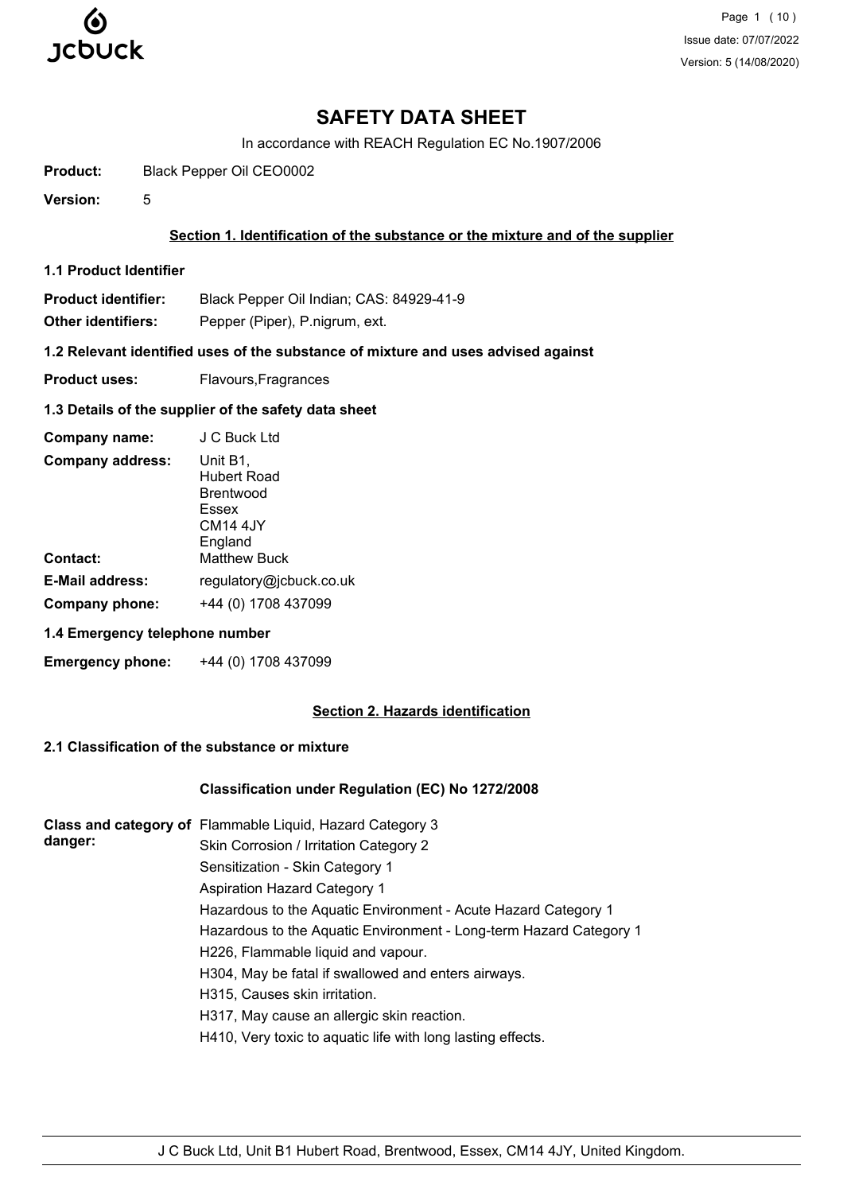# SAFETY DATA SHEET

In accordance with REACH Regulation EC No.1907/2006

**Product:** Black Pepper Oil CEO0002

**Version:** 5

## Section 1. Identification of the substance or the mixture and of the supplier

### 1.1 Product Identifier

**Product identifier:** Black Pepper Oil Indian; CAS: 84929-41-9

**Other identifiers:** Pepper (Piper), P.nigrum, ext.

### 1.2 Relevant identified uses of the substance of mixture and uses advised against

**Product uses:** Flavours,Fragrances

### 1.3 Details of the supplier of the safety data sheet

**Company name:** J C Buck Ltd

**Company address:** Unit B1,
Hubert Road
Brentwood
Essex
CM14 4JY
England

**Contact:** Matthew Buck

**E-Mail address:** regulatory@jcbuck.co.uk

**Company phone:** +44 (0) 1708 437099

### 1.4 Emergency telephone number

**Emergency phone:** +44 (0) 1708 437099

## Section 2. Hazards identification

### 2.1 Classification of the substance or mixture

**Classification under Regulation (EC) No 1272/2008**

**Class and category of danger:**

Flammable Liquid, Hazard Category 3
Skin Corrosion / Irritation Category 2
Sensitization - Skin Category 1
Aspiration Hazard Category 1
Hazardous to the Aquatic Environment - Acute Hazard Category 1
Hazardous to the Aquatic Environment - Long-term Hazard Category 1
H226, Flammable liquid and vapour.
H304, May be fatal if swallowed and enters airways.
H315, Causes skin irritation.
H317, May cause an allergic skin reaction.
H410, Very toxic to aquatic life with long lasting effects.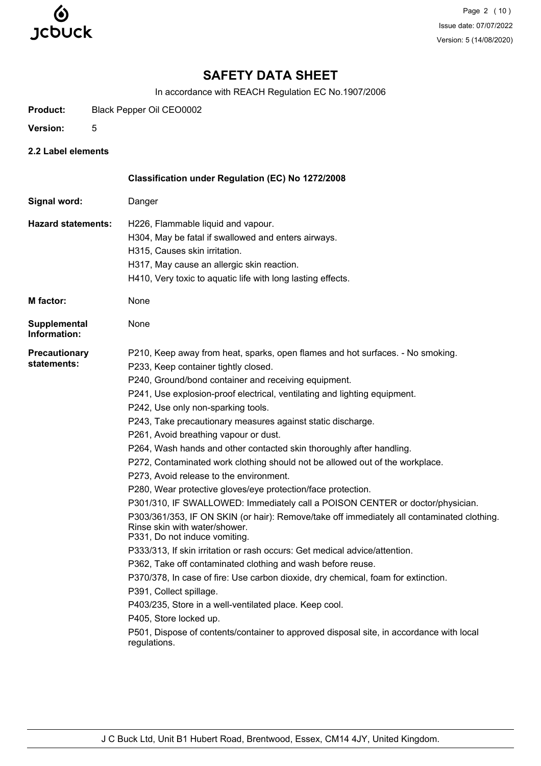# SAFETY DATA SHEET

In accordance with REACH Regulation EC No.1907/2006

**Product:** Black Pepper Oil CEO0002

**Version:** 5

### 2.2 Label elements

**Classification under Regulation (EC) No 1272/2008**

**Signal word:** Danger

**Hazard statements:**
H226, Flammable liquid and vapour.
H304, May be fatal if swallowed and enters airways.
H315, Causes skin irritation.
H317, May cause an allergic skin reaction.
H410, Very toxic to aquatic life with long lasting effects.

**M factor:** None

**Supplemental Information:** None

**Precautionary statements:**
P210, Keep away from heat, sparks, open flames and hot surfaces. - No smoking.
P233, Keep container tightly closed.
P240, Ground/bond container and receiving equipment.
P241, Use explosion-proof electrical, ventilating and lighting equipment.
P242, Use only non-sparking tools.
P243, Take precautionary measures against static discharge.
P261, Avoid breathing vapour or dust.
P264, Wash hands and other contacted skin thoroughly after handling.
P272, Contaminated work clothing should not be allowed out of the workplace.
P273, Avoid release to the environment.
P280, Wear protective gloves/eye protection/face protection.
P301/310, IF SWALLOWED: Immediately call a POISON CENTER or doctor/physician.
P303/361/353, IF ON SKIN (or hair): Remove/take off immediately all contaminated clothing. Rinse skin with water/shower.
P331, Do not induce vomiting.
P333/313, If skin irritation or rash occurs: Get medical advice/attention.
P362, Take off contaminated clothing and wash before reuse.
P370/378, In case of fire: Use carbon dioxide, dry chemical, foam for extinction.
P391, Collect spillage.
P403/235, Store in a well-ventilated place. Keep cool.
P405, Store locked up.
P501, Dispose of contents/container to approved disposal site, in accordance with local regulations.

J C Buck Ltd, Unit B1 Hubert Road, Brentwood, Essex, CM14 4JY, United Kingdom.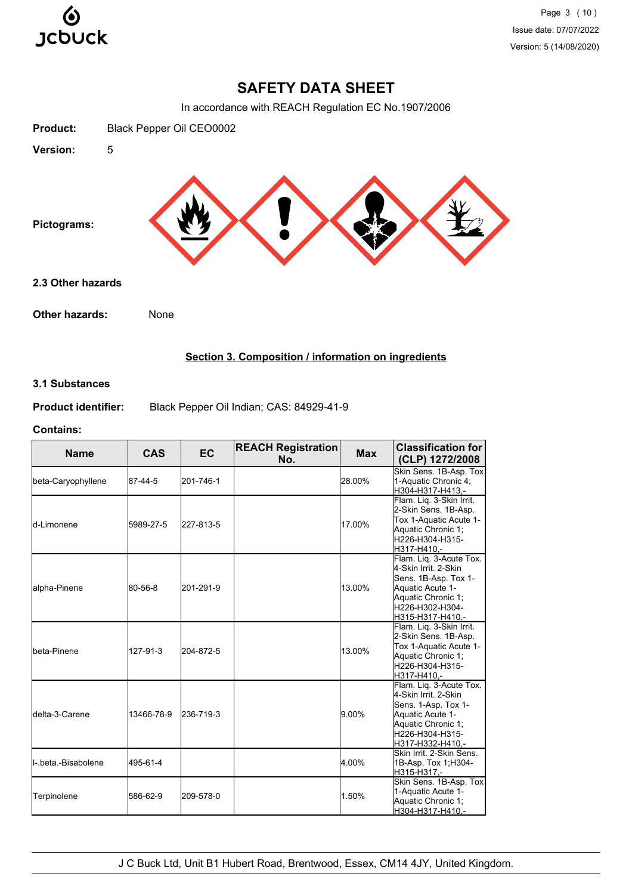# SAFETY DATA SHEET

In accordance with REACH Regulation EC No.1907/2006

**Product:** Black Pepper Oil CEO0002

**Version:** 5

**Pictograms:**

### 2.3 Other hazards

**Other hazards:** None

## Section 3. Composition / information on ingredients

### 3.1 Substances

**Product identifier:** Black Pepper Oil Indian; CAS: 84929-41-9

**Contains:**

| Name | CAS | EC | REACH Registration No. | Max | Classification for (CLP) 1272/2008 |
|---|---|---|---|---|---|
| beta-Caryophyllene | 87-44-5 | 201-746-1 | | 28.00% | Skin Sens. 1B-Asp. Tox 1-Aquatic Chronic 4; H304-H317-H413,- |
| d-Limonene | 5989-27-5 | 227-813-5 | | 17.00% | Flam. Liq. 3-Skin Irrit. 2-Skin Sens. 1B-Asp. Tox 1-Aquatic Acute 1-Aquatic Chronic 1; H226-H304-H315-H317-H410,- |
| alpha-Pinene | 80-56-8 | 201-291-9 | | 13.00% | Flam. Liq. 3-Acute Tox. 4-Skin Irrit. 2-Skin Sens. 1B-Asp. Tox 1-Aquatic Acute 1-Aquatic Chronic 1; H226-H302-H304-H315-H317-H410,- |
| beta-Pinene | 127-91-3 | 204-872-5 | | 13.00% | Flam. Liq. 3-Skin Irrit. 2-Skin Sens. 1B-Asp. Tox 1-Aquatic Acute 1-Aquatic Chronic 1; H226-H304-H315-H317-H410,- |
| delta-3-Carene | 13466-78-9 | 236-719-3 | | 9.00% | Flam. Liq. 3-Acute Tox. 4-Skin Irrit. 2-Skin Sens. 1-Asp. Tox 1-Aquatic Acute 1-Aquatic Chronic 1; H226-H304-H315-H317-H332-H410,- |
| l-.beta.-Bisabolene | 495-61-4 | | | 4.00% | Skin Irrit. 2-Skin Sens. 1B-Asp. Tox 1;H304-H315-H317,- |
| Terpinolene | 586-62-9 | 209-578-0 | | 1.50% | Skin Sens. 1B-Asp. Tox 1-Aquatic Acute 1-Aquatic Chronic 1; H304-H317-H410,- |

J C Buck Ltd, Unit B1 Hubert Road, Brentwood, Essex, CM14 4JY, United Kingdom.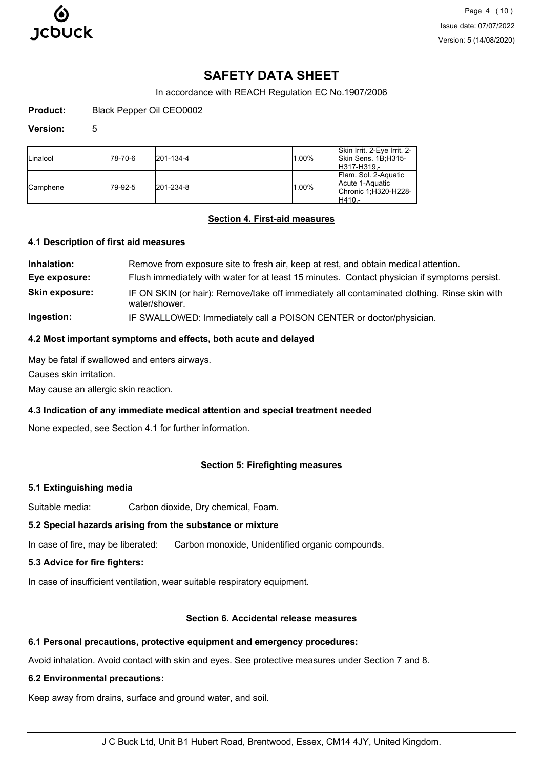# SAFETY DATA SHEET

In accordance with REACH Regulation EC No.1907/2006

**Product:** Black Pepper Oil CEO0002

**Version:** 5

| | | | | | |
|---|---|---|---|---|---|
| Linalool | 78-70-6 | 201-134-4 | | 1.00% | Skin Irrit. 2-Eye Irrit. 2-Skin Sens. 1B;H315-H317-H319,- |
| Camphene | 79-92-5 | 201-234-8 | | 1.00% | Flam. Sol. 2-Aquatic Acute 1-Aquatic Chronic 1;H320-H228-H410,- |

## Section 4. First-aid measures

### 4.1 Description of first aid measures

**Inhalation:** Remove from exposure site to fresh air, keep at rest, and obtain medical attention.

**Eye exposure:** Flush immediately with water for at least 15 minutes. Contact physician if symptoms persist.

**Skin exposure:** IF ON SKIN (or hair): Remove/take off immediately all contaminated clothing. Rinse skin with water/shower.

**Ingestion:** IF SWALLOWED: Immediately call a POISON CENTER or doctor/physician.

### 4.2 Most important symptoms and effects, both acute and delayed

May be fatal if swallowed and enters airways.

Causes skin irritation.

May cause an allergic skin reaction.

### 4.3 Indication of any immediate medical attention and special treatment needed

None expected, see Section 4.1 for further information.

## Section 5: Firefighting measures

### 5.1 Extinguishing media

Suitable media: Carbon dioxide, Dry chemical, Foam.

### 5.2 Special hazards arising from the substance or mixture

In case of fire, may be liberated: Carbon monoxide, Unidentified organic compounds.

### 5.3 Advice for fire fighters:

In case of insufficient ventilation, wear suitable respiratory equipment.

## Section 6. Accidental release measures

### 6.1 Personal precautions, protective equipment and emergency procedures:

Avoid inhalation. Avoid contact with skin and eyes. See protective measures under Section 7 and 8.

### 6.2 Environmental precautions:

Keep away from drains, surface and ground water, and soil.

J C Buck Ltd, Unit B1 Hubert Road, Brentwood, Essex, CM14 4JY, United Kingdom.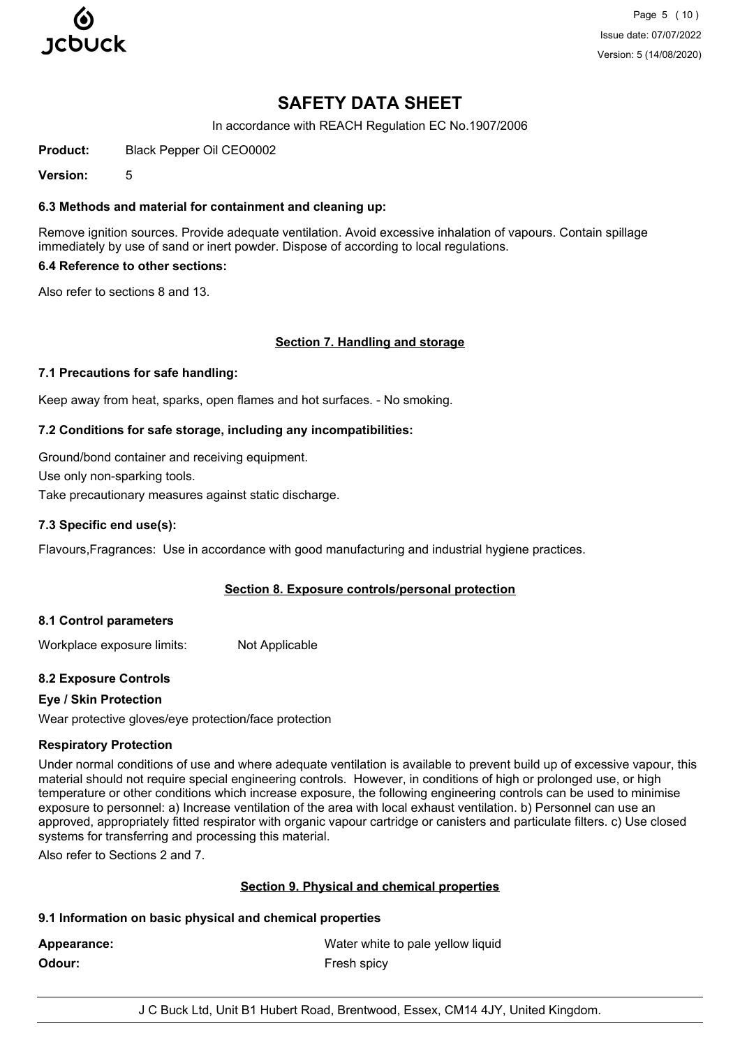# SAFETY DATA SHEET

In accordance with REACH Regulation EC No.1907/2006

**Product:** Black Pepper Oil CEO0002

**Version:** 5

### 6.3 Methods and material for containment and cleaning up:

Remove ignition sources. Provide adequate ventilation. Avoid excessive inhalation of vapours. Contain spillage immediately by use of sand or inert powder. Dispose of according to local regulations.

### 6.4 Reference to other sections:

Also refer to sections 8 and 13.

## Section 7. Handling and storage

### 7.1 Precautions for safe handling:

Keep away from heat, sparks, open flames and hot surfaces. - No smoking.

### 7.2 Conditions for safe storage, including any incompatibilities:

Ground/bond container and receiving equipment.

Use only non-sparking tools.

Take precautionary measures against static discharge.

### 7.3 Specific end use(s):

Flavours,Fragrances: Use in accordance with good manufacturing and industrial hygiene practices.

## Section 8. Exposure controls/personal protection

### 8.1 Control parameters

Workplace exposure limits: Not Applicable

### 8.2 Exposure Controls

**Eye / Skin Protection**

Wear protective gloves/eye protection/face protection

**Respiratory Protection**

Under normal conditions of use and where adequate ventilation is available to prevent build up of excessive vapour, this material should not require special engineering controls. However, in conditions of high or prolonged use, or high temperature or other conditions which increase exposure, the following engineering controls can be used to minimise exposure to personnel: a) Increase ventilation of the area with local exhaust ventilation. b) Personnel can use an approved, appropriately fitted respirator with organic vapour cartridge or canisters and particulate filters. c) Use closed systems for transferring and processing this material.

Also refer to Sections 2 and 7.

## Section 9. Physical and chemical properties

### 9.1 Information on basic physical and chemical properties

**Appearance:** Water white to pale yellow liquid

**Odour:** Fresh spicy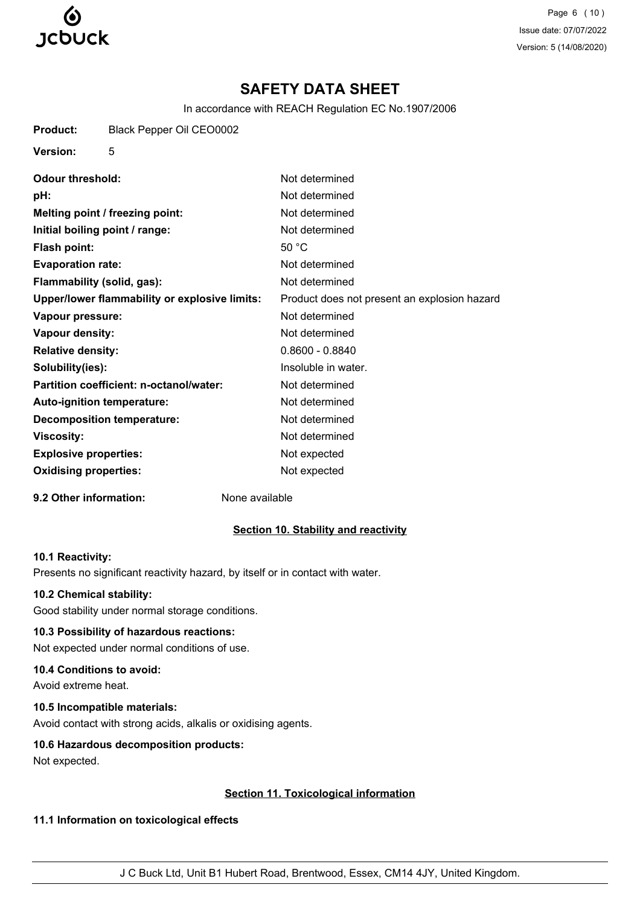# SAFETY DATA SHEET

In accordance with REACH Regulation EC No.1907/2006

**Product:** Black Pepper Oil CEO0002

**Version:** 5

| | |
|---|---|
| **Odour threshold:** | Not determined |
| **pH:** | Not determined |
| **Melting point / freezing point:** | Not determined |
| **Initial boiling point / range:** | Not determined |
| **Flash point:** | 50 °C |
| **Evaporation rate:** | Not determined |
| **Flammability (solid, gas):** | Not determined |
| **Upper/lower flammability or explosive limits:** | Product does not present an explosion hazard |
| **Vapour pressure:** | Not determined |
| **Vapour density:** | Not determined |
| **Relative density:** | 0.8600 - 0.8840 |
| **Solubility(ies):** | Insoluble in water. |
| **Partition coefficient: n-octanol/water:** | Not determined |
| **Auto-ignition temperature:** | Not determined |
| **Decomposition temperature:** | Not determined |
| **Viscosity:** | Not determined |
| **Explosive properties:** | Not expected |
| **Oxidising properties:** | Not expected |

**9.2 Other information:** None available

## Section 10. Stability and reactivity

### 10.1 Reactivity:

Presents no significant reactivity hazard, by itself or in contact with water.

### 10.2 Chemical stability:

Good stability under normal storage conditions.

### 10.3 Possibility of hazardous reactions:

Not expected under normal conditions of use.

### 10.4 Conditions to avoid:

Avoid extreme heat.

### 10.5 Incompatible materials:

Avoid contact with strong acids, alkalis or oxidising agents.

### 10.6 Hazardous decomposition products:

Not expected.

## Section 11. Toxicological information

### 11.1 Information on toxicological effects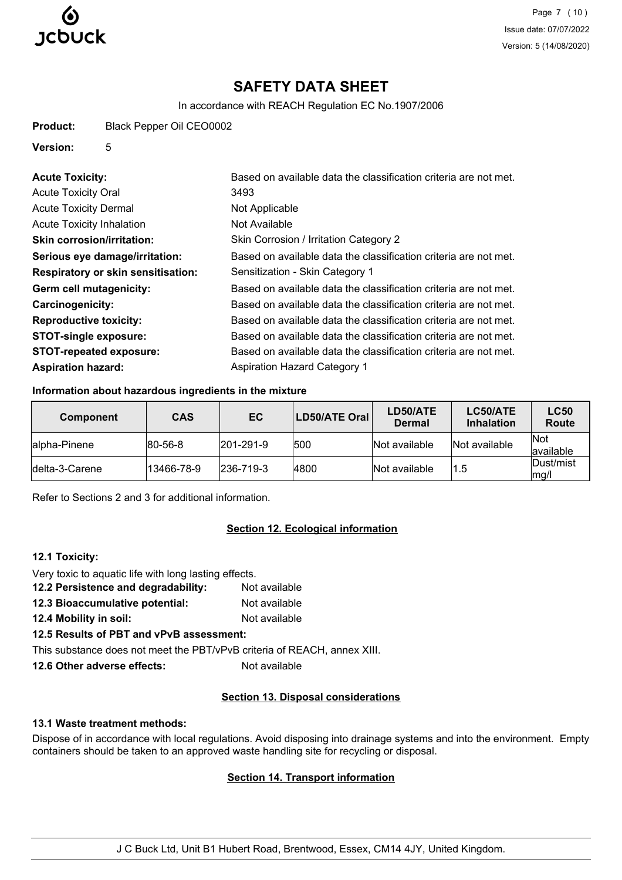# SAFETY DATA SHEET

In accordance with REACH Regulation EC No.1907/2006

**Product:** Black Pepper Oil CEO0002

**Version:** 5

**Acute Toxicity:** Based on available data the classification criteria are not met.

Acute Toxicity Oral 3493

Acute Toxicity Dermal Not Applicable

Acute Toxicity Inhalation Not Available

**Skin corrosion/irritation:** Skin Corrosion / Irritation Category 2

**Serious eye damage/irritation:** Based on available data the classification criteria are not met.

**Respiratory or skin sensitisation:** Sensitization - Skin Category 1

**Germ cell mutagenicity:** Based on available data the classification criteria are not met.

**Carcinogenicity:** Based on available data the classification criteria are not met.

**Reproductive toxicity:** Based on available data the classification criteria are not met.

**STOT-single exposure:** Based on available data the classification criteria are not met.

**STOT-repeated exposure:** Based on available data the classification criteria are not met.

**Aspiration hazard:** Aspiration Hazard Category 1

#### Information about hazardous ingredients in the mixture

| Component | CAS | EC | LD50/ATE Oral | LD50/ATE Dermal | LC50/ATE Inhalation | LC50 Route |
|---|---|---|---|---|---|---|
| alpha-Pinene | 80-56-8 | 201-291-9 | 500 | Not available | Not available | Not available |
| delta-3-Carene | 13466-78-9 | 236-719-3 | 4800 | Not available | 1.5 | Dust/mist mg/l |

Refer to Sections 2 and 3 for additional information.

## Section 12. Ecological information

#### 12.1 Toxicity:

Very toxic to aquatic life with long lasting effects.

**12.2 Persistence and degradability:** Not available

**12.3 Bioaccumulative potential:** Not available

**12.4 Mobility in soil:** Not available

#### 12.5 Results of PBT and vPvB assessment:

This substance does not meet the PBT/vPvB criteria of REACH, annex XIII.

**12.6 Other adverse effects:** Not available

## Section 13. Disposal considerations

#### 13.1 Waste treatment methods:

Dispose of in accordance with local regulations. Avoid disposing into drainage systems and into the environment. Empty containers should be taken to an approved waste handling site for recycling or disposal.

## Section 14. Transport information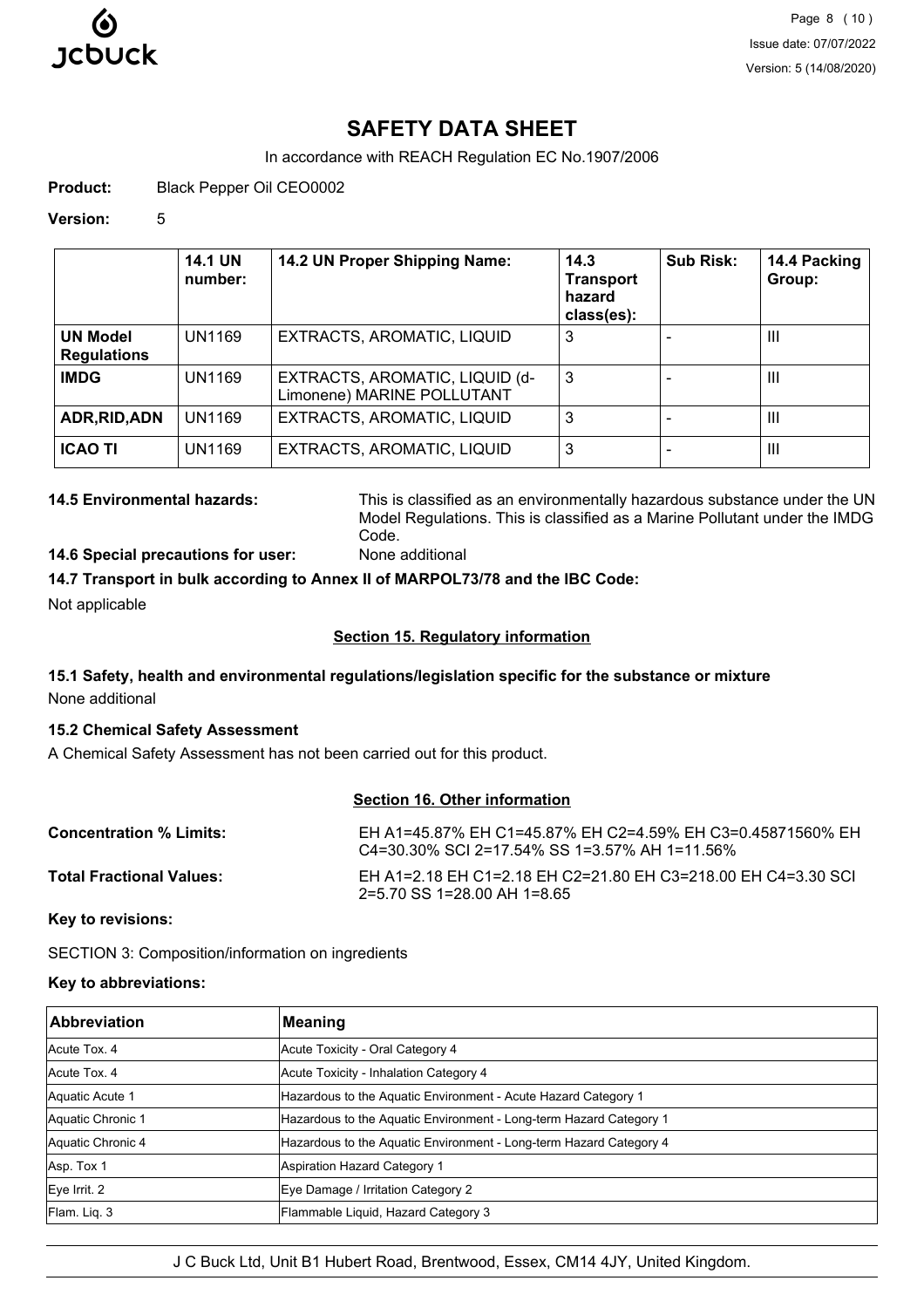# SAFETY DATA SHEET

In accordance with REACH Regulation EC No.1907/2006

**Product:** Black Pepper Oil CEO0002

**Version:** 5

| | 14.1 UN number: | 14.2 UN Proper Shipping Name: | 14.3 Transport hazard class(es): | Sub Risk: | 14.4 Packing Group: |
|---|---|---|---|---|---|
| **UN Model Regulations** | UN1169 | EXTRACTS, AROMATIC, LIQUID | 3 | - | III |
| **IMDG** | UN1169 | EXTRACTS, AROMATIC, LIQUID (d-Limonene) MARINE POLLUTANT | 3 | - | III |
| **ADR,RID,ADN** | UN1169 | EXTRACTS, AROMATIC, LIQUID | 3 | - | III |
| **ICAO TI** | UN1169 | EXTRACTS, AROMATIC, LIQUID | 3 | - | III |

**14.5 Environmental hazards:** This is classified as an environmentally hazardous substance under the UN Model Regulations. This is classified as a Marine Pollutant under the IMDG Code.

**14.6 Special precautions for user:** None additional

**14.7 Transport in bulk according to Annex II of MARPOL73/78 and the IBC Code:**

Not applicable

## Section 15. Regulatory information

**15.1 Safety, health and environmental regulations/legislation specific for the substance or mixture**

None additional

**15.2 Chemical Safety Assessment**

A Chemical Safety Assessment has not been carried out for this product.

## Section 16. Other information

**Concentration % Limits:** EH A1=45.87% EH C1=45.87% EH C2=4.59% EH C3=0.45871560% EH C4=30.30% SCI 2=17.54% SS 1=3.57% AH 1=11.56%

**Total Fractional Values:** EH A1=2.18 EH C1=2.18 EH C2=21.80 EH C3=218.00 EH C4=3.30 SCI 2=5.70 SS 1=28.00 AH 1=8.65

**Key to revisions:**

SECTION 3: Composition/information on ingredients

**Key to abbreviations:**

| Abbreviation | Meaning |
|---|---|
| Acute Tox. 4 | Acute Toxicity - Oral Category 4 |
| Acute Tox. 4 | Acute Toxicity - Inhalation Category 4 |
| Aquatic Acute 1 | Hazardous to the Aquatic Environment - Acute Hazard Category 1 |
| Aquatic Chronic 1 | Hazardous to the Aquatic Environment - Long-term Hazard Category 1 |
| Aquatic Chronic 4 | Hazardous to the Aquatic Environment - Long-term Hazard Category 4 |
| Asp. Tox 1 | Aspiration Hazard Category 1 |
| Eye Irrit. 2 | Eye Damage / Irritation Category 2 |
| Flam. Liq. 3 | Flammable Liquid, Hazard Category 3 |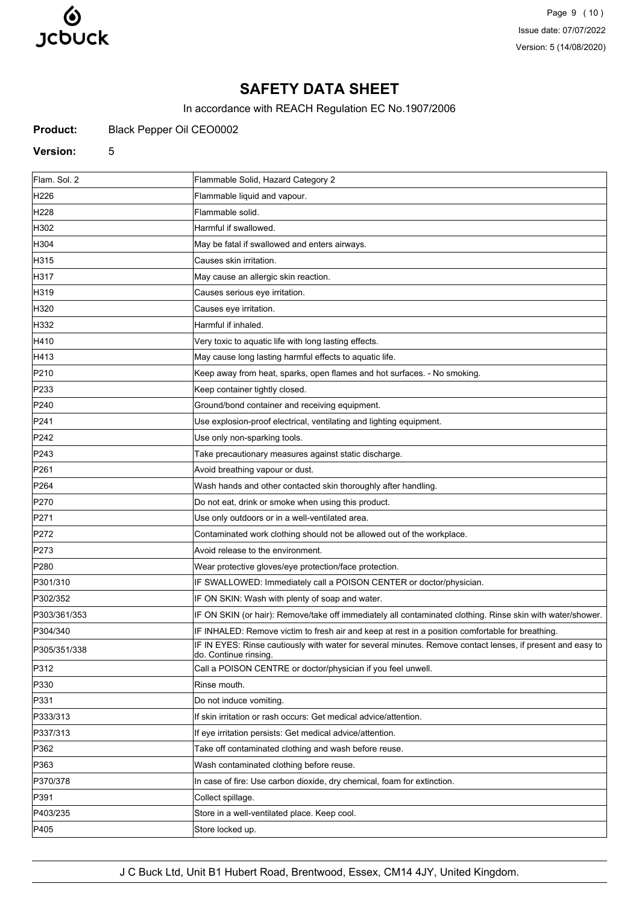# SAFETY DATA SHEET

In accordance with REACH Regulation EC No.1907/2006

**Product:** Black Pepper Oil CEO0002

**Version:** 5

| | |
|---|---|
| Flam. Sol. 2 | Flammable Solid, Hazard Category 2 |
| H226 | Flammable liquid and vapour. |
| H228 | Flammable solid. |
| H302 | Harmful if swallowed. |
| H304 | May be fatal if swallowed and enters airways. |
| H315 | Causes skin irritation. |
| H317 | May cause an allergic skin reaction. |
| H319 | Causes serious eye irritation. |
| H320 | Causes eye irritation. |
| H332 | Harmful if inhaled. |
| H410 | Very toxic to aquatic life with long lasting effects. |
| H413 | May cause long lasting harmful effects to aquatic life. |
| P210 | Keep away from heat, sparks, open flames and hot surfaces. - No smoking. |
| P233 | Keep container tightly closed. |
| P240 | Ground/bond container and receiving equipment. |
| P241 | Use explosion-proof electrical, ventilating and lighting equipment. |
| P242 | Use only non-sparking tools. |
| P243 | Take precautionary measures against static discharge. |
| P261 | Avoid breathing vapour or dust. |
| P264 | Wash hands and other contacted skin thoroughly after handling. |
| P270 | Do not eat, drink or smoke when using this product. |
| P271 | Use only outdoors or in a well-ventilated area. |
| P272 | Contaminated work clothing should not be allowed out of the workplace. |
| P273 | Avoid release to the environment. |
| P280 | Wear protective gloves/eye protection/face protection. |
| P301/310 | IF SWALLOWED: Immediately call a POISON CENTER or doctor/physician. |
| P302/352 | IF ON SKIN: Wash with plenty of soap and water. |
| P303/361/353 | IF ON SKIN (or hair): Remove/take off immediately all contaminated clothing. Rinse skin with water/shower. |
| P304/340 | IF INHALED: Remove victim to fresh air and keep at rest in a position comfortable for breathing. |
| P305/351/338 | IF IN EYES: Rinse cautiously with water for several minutes. Remove contact lenses, if present and easy to do. Continue rinsing. |
| P312 | Call a POISON CENTRE or doctor/physician if you feel unwell. |
| P330 | Rinse mouth. |
| P331 | Do not induce vomiting. |
| P333/313 | If skin irritation or rash occurs: Get medical advice/attention. |
| P337/313 | If eye irritation persists: Get medical advice/attention. |
| P362 | Take off contaminated clothing and wash before reuse. |
| P363 | Wash contaminated clothing before reuse. |
| P370/378 | In case of fire: Use carbon dioxide, dry chemical, foam for extinction. |
| P391 | Collect spillage. |
| P403/235 | Store in a well-ventilated place. Keep cool. |
| P405 | Store locked up. |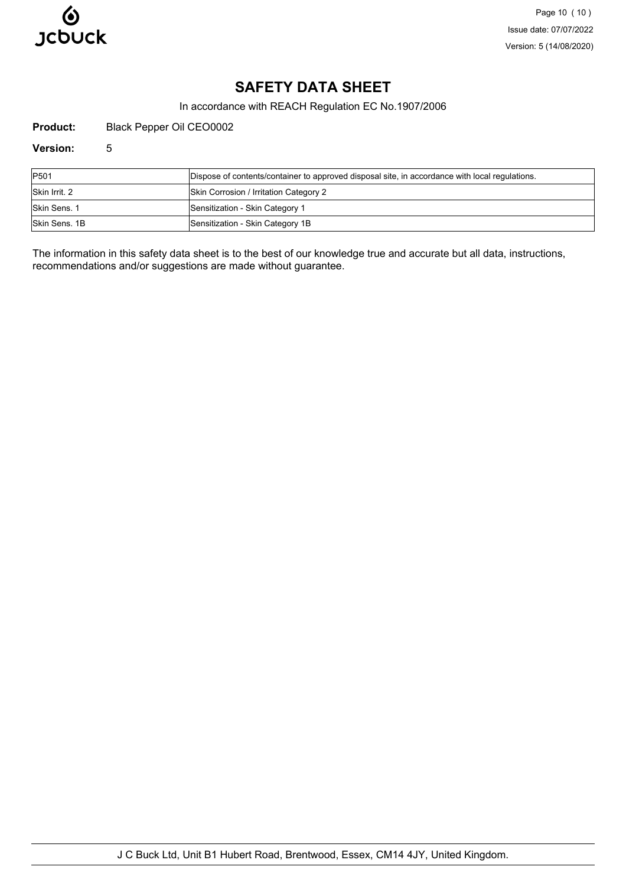# SAFETY DATA SHEET

In accordance with REACH Regulation EC No.1907/2006

**Product:** Black Pepper Oil CEO0002

**Version:** 5

| | |
|---|---|
| P501 | Dispose of contents/container to approved disposal site, in accordance with local regulations. |
| Skin Irrit. 2 | Skin Corrosion / Irritation Category 2 |
| Skin Sens. 1 | Sensitization - Skin Category 1 |
| Skin Sens. 1B | Sensitization - Skin Category 1B |

The information in this safety data sheet is to the best of our knowledge true and accurate but all data, instructions, recommendations and/or suggestions are made without guarantee.